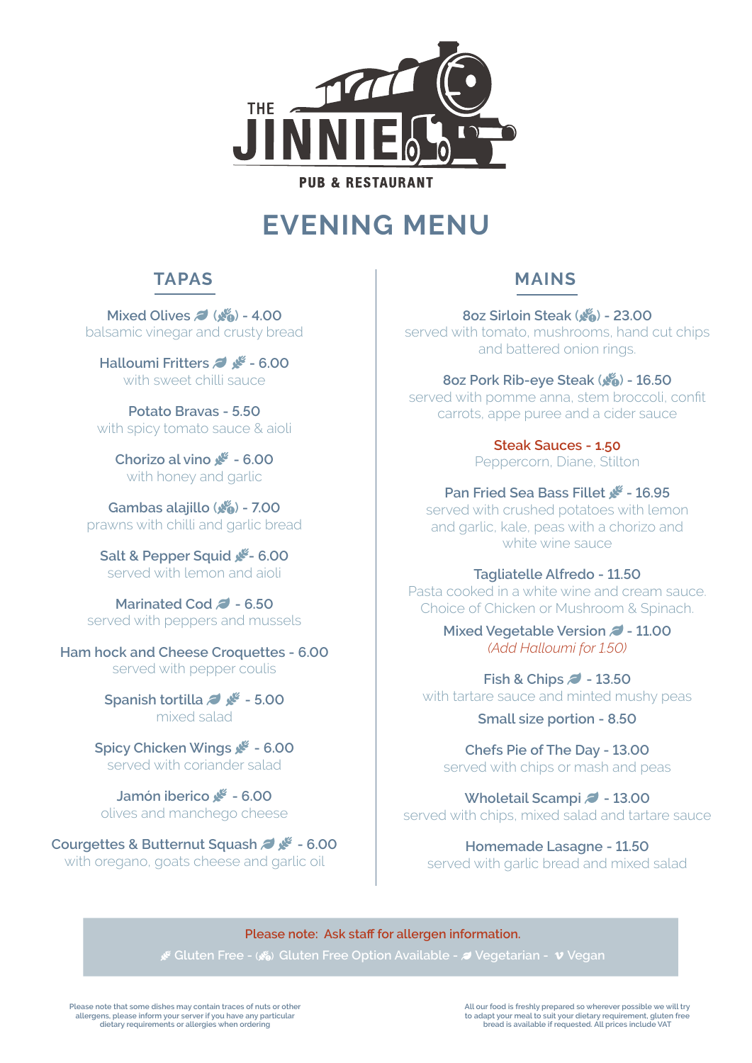# THE JINNIE

PUB & RESTAURANT

# EVENING MENU

## TAPAS

**Mixed Olives (V) (GFO) - 4.00**
balsamic vinegar and crusty bread

**Halloumi Fritters (V) (GF) - 6.00**
with sweet chilli sauce

**Potato Bravas - 5.50**
with spicy tomato sauce & aioli

**Chorizo al vino (GF) - 6.00**
with honey and garlic

**Gambas alajillo (GFO) - 7.00**
prawns with chilli and garlic bread

**Salt & Pepper Squid (GF) - 6.00**
served with lemon and aioli

**Marinated Cod (V) - 6.50**
served with peppers and mussels

**Ham hock and Cheese Croquettes - 6.00**
served with pepper coulis

**Spanish tortilla (V) (GF) - 5.00**
mixed salad

**Spicy Chicken Wings (GF) - 6.00**
served with coriander salad

**Jamón iberico (GF) - 6.00**
olives and manchego cheese

**Courgettes & Butternut Squash (V) (GF) - 6.00**
with oregano, goats cheese and garlic oil

## MAINS

**8oz Sirloin Steak (GFO) - 23.00**
served with tomato, mushrooms, hand cut chips and battered onion rings.

**8oz Pork Rib-eye Steak (GFO) - 16.50**
served with pomme anna, stem broccoli, confit carrots, appe puree and a cider sauce

**Steak Sauces - 1.50**
Peppercorn, Diane, Stilton

**Pan Fried Sea Bass Fillet (GF) - 16.95**
served with crushed potatoes with lemon and garlic, kale, peas with a chorizo and white wine sauce

**Tagliatelle Alfredo - 11.50**
Pasta cooked in a white wine and cream sauce. Choice of Chicken or Mushroom & Spinach.

**Mixed Vegetable Version (V) - 11.00**
*(Add Halloumi for 1.50)*

**Fish & Chips (V) - 13.50**
with tartare sauce and minted mushy peas

**Small size portion - 8.50**

**Chefs Pie of The Day - 13.00**
served with chips or mash and peas

**Wholetail Scampi (V) - 13.00**
served with chips, mixed salad and tartare sauce

**Homemade Lasagne - 11.50**
served with garlic bread and mixed salad

---

**Please note: Ask staff for allergen information.**

(GF) Gluten Free - (GFO) Gluten Free Option Available - (V) Vegetarian - v Vegan

Please note that some dishes may contain traces of nuts or other allergens, please inform your server if you have any particular dietary requirements or allergies when ordering

All our food is freshly prepared so wherever possible we will try to adapt your meal to suit your dietary requirement, gluten free bread is available if requested. All prices include VAT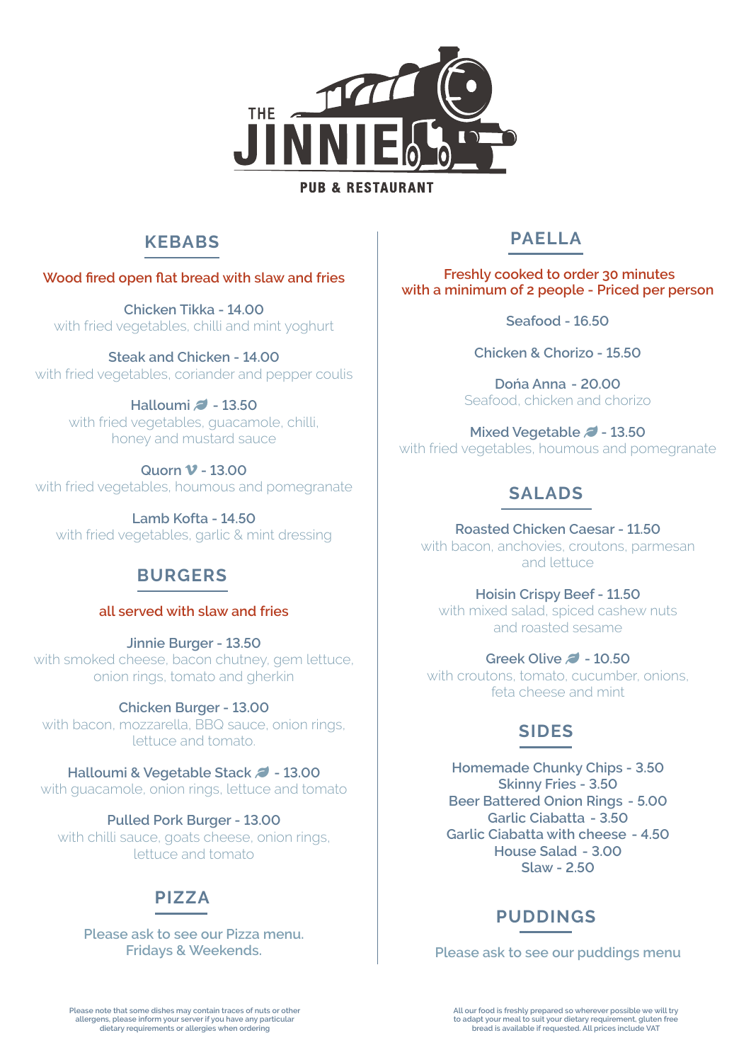# THE JINNIE

PUB & RESTAURANT

## KEBABS

Wood fired open flat bread with slaw and fries

**Chicken Tikka - 14.00**
with fried vegetables, chilli and mint yoghurt

**Steak and Chicken - 14.00**
with fried vegetables, coriander and pepper coulis

**Halloumi - 13.50**
with fried vegetables, guacamole, chilli, honey and mustard sauce

**Quorn V - 13.00**
with fried vegetables, houmous and pomegranate

**Lamb Kofta - 14.50**
with fried vegetables, garlic & mint dressing

## BURGERS

all served with slaw and fries

**Jinnie Burger - 13.50**
with smoked cheese, bacon chutney, gem lettuce, onion rings, tomato and gherkin

**Chicken Burger - 13.00**
with bacon, mozzarella, BBQ sauce, onion rings, lettuce and tomato.

**Halloumi & Vegetable Stack - 13.00**
with guacamole, onion rings, lettuce and tomato

**Pulled Pork Burger - 13.00**
with chilli sauce, goats cheese, onion rings, lettuce and tomato

## PIZZA

Please ask to see our Pizza menu.
Fridays & Weekends.

## PAELLA

Freshly cooked to order 30 minutes
with a minimum of 2 people - Priced per person

**Seafood - 16.50**

**Chicken & Chorizo - 15.50**

**Doña Anna - 20.00**
Seafood, chicken and chorizo

**Mixed Vegetable - 13.50**
with fried vegetables, houmous and pomegranate

## SALADS

**Roasted Chicken Caesar - 11.50**
with bacon, anchovies, croutons, parmesan and lettuce

**Hoisin Crispy Beef - 11.50**
with mixed salad, spiced cashew nuts and roasted sesame

**Greek Olive - 10.50**
with croutons, tomato, cucumber, onions, feta cheese and mint

## SIDES

Homemade Chunky Chips - 3.50
Skinny Fries - 3.50
Beer Battered Onion Rings - 5.00
Garlic Ciabatta - 3.50
Garlic Ciabatta with cheese - 4.50
House Salad - 3.00
Slaw - 2.50

## PUDDINGS

Please ask to see our puddings menu

Please note that some dishes may contain traces of nuts or other allergens, please inform your server if you have any particular dietary requirements or allergies when ordering

All our food is freshly prepared so wherever possible we will try to adapt your meal to suit your dietary requirement, gluten free bread is available if requested. All prices include VAT